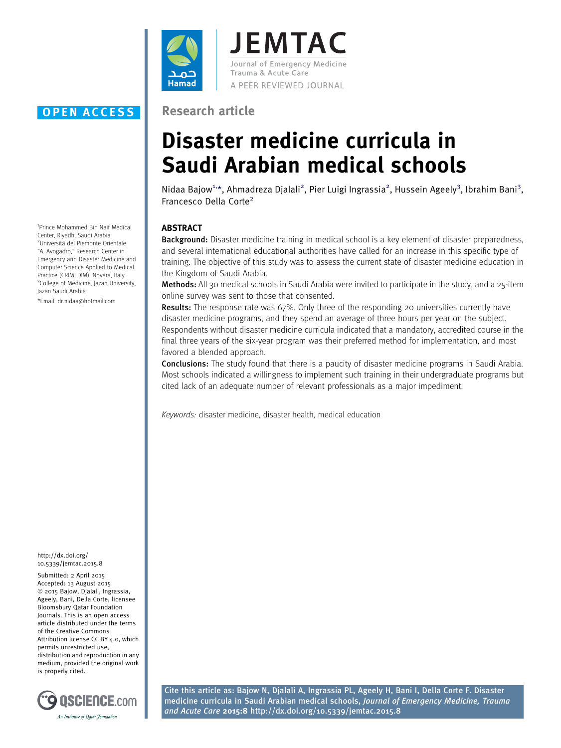OPEN ACCESS

Research article

# Disaster medicine curricula in Saudi Arabian medical schools

Nidaa Bajow[1,*], Ahmadreza Djalali[2], Pier Luigi Ingrassia[2], Hussein Ageely[3], Ibrahim Bani[3], Francesco Della Corte[2]

[1]Prince Mohammed Bin Naif Medical Center, Riyadh, Saudi Arabia
[2]Università del Piemonte Orientale "A. Avogadro," Research Center in Emergency and Disaster Medicine and Computer Science Applied to Medical Practice (CRIMEDIM), Novara, Italy
[3]College of Medicine, Jazan University, Jazan Saudi Arabia

*Email: dr.nidaa@hotmail.com

## ABSTRACT

**Background:** Disaster medicine training in medical school is a key element of disaster preparedness, and several international educational authorities have called for an increase in this specific type of training. The objective of this study was to assess the current state of disaster medicine education in the Kingdom of Saudi Arabia.

**Methods:** All 30 medical schools in Saudi Arabia were invited to participate in the study, and a 25-item online survey was sent to those that consented.

**Results:** The response rate was 67%. Only three of the responding 20 universities currently have disaster medicine programs, and they spend an average of three hours per year on the subject. Respondents without disaster medicine curricula indicated that a mandatory, accredited course in the final three years of the six-year program was their preferred method for implementation, and most favored a blended approach.

**Conclusions:** The study found that there is a paucity of disaster medicine programs in Saudi Arabia. Most schools indicated a willingness to implement such training in their undergraduate programs but cited lack of an adequate number of relevant professionals as a major impediment.

*Keywords:* disaster medicine, disaster health, medical education

http://dx.doi.org/10.5339/jemtac.2015.8

Submitted: 2 April 2015
Accepted: 13 August 2015
© 2015 Bajow, Djalali, Ingrassia, Ageely, Bani, Della Corte, licensee Bloomsbury Qatar Foundation Journals. This is an open access article distributed under the terms of the Creative Commons Attribution license CC BY 4.0, which permits unrestricted use, distribution and reproduction in any medium, provided the original work is properly cited.

Cite this article as: Bajow N, Djalali A, Ingrassia PL, Ageely H, Bani I, Della Corte F. Disaster medicine curricula in Saudi Arabian medical schools, *Journal of Emergency Medicine, Trauma and Acute Care* **2015:8** http://dx.doi.org/10.5339/jemtac.2015.8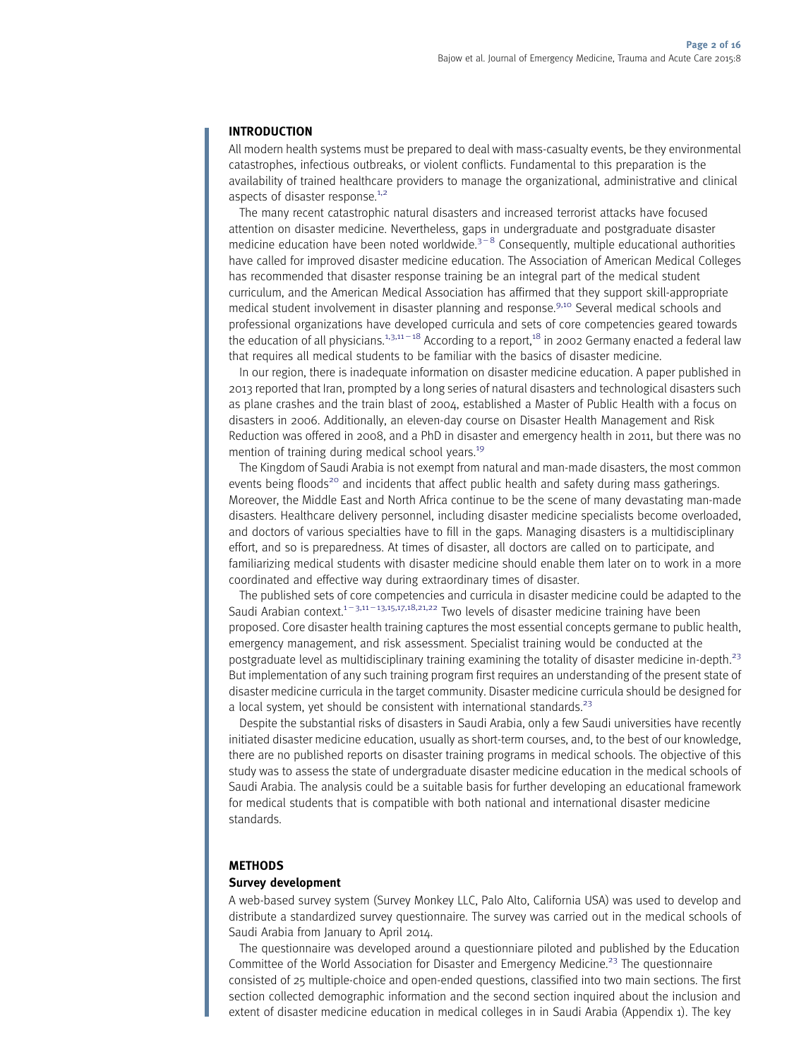## INTRODUCTION

All modern health systems must be prepared to deal with mass-casualty events, be they environmental catastrophes, infectious outbreaks, or violent conflicts. Fundamental to this preparation is the availability of trained healthcare providers to manage the organizational, administrative and clinical aspects of disaster response.[1,2]

The many recent catastrophic natural disasters and increased terrorist attacks have focused attention on disaster medicine. Nevertheless, gaps in undergraduate and postgraduate disaster medicine education have been noted worldwide.[3–8] Consequently, multiple educational authorities have called for improved disaster medicine education. The Association of American Medical Colleges has recommended that disaster response training be an integral part of the medical student curriculum, and the American Medical Association has affirmed that they support skill-appropriate medical student involvement in disaster planning and response.[9,10] Several medical schools and professional organizations have developed curricula and sets of core competencies geared towards the education of all physicians.[1,3,11–18] According to a report,[18] in 2002 Germany enacted a federal law that requires all medical students to be familiar with the basics of disaster medicine.

In our region, there is inadequate information on disaster medicine education. A paper published in 2013 reported that Iran, prompted by a long series of natural disasters and technological disasters such as plane crashes and the train blast of 2004, established a Master of Public Health with a focus on disasters in 2006. Additionally, an eleven-day course on Disaster Health Management and Risk Reduction was offered in 2008, and a PhD in disaster and emergency health in 2011, but there was no mention of training during medical school years.[19]

The Kingdom of Saudi Arabia is not exempt from natural and man-made disasters, the most common events being floods[20] and incidents that affect public health and safety during mass gatherings. Moreover, the Middle East and North Africa continue to be the scene of many devastating man-made disasters. Healthcare delivery personnel, including disaster medicine specialists become overloaded, and doctors of various specialties have to fill in the gaps. Managing disasters is a multidisciplinary effort, and so is preparedness. At times of disaster, all doctors are called on to participate, and familiarizing medical students with disaster medicine should enable them later on to work in a more coordinated and effective way during extraordinary times of disaster.

The published sets of core competencies and curricula in disaster medicine could be adapted to the Saudi Arabian context.[1–3,11–13,15,17,18,21,22] Two levels of disaster medicine training have been proposed. Core disaster health training captures the most essential concepts germane to public health, emergency management, and risk assessment. Specialist training would be conducted at the postgraduate level as multidisciplinary training examining the totality of disaster medicine in-depth.[23] But implementation of any such training program first requires an understanding of the present state of disaster medicine curricula in the target community. Disaster medicine curricula should be designed for a local system, yet should be consistent with international standards.[23]

Despite the substantial risks of disasters in Saudi Arabia, only a few Saudi universities have recently initiated disaster medicine education, usually as short-term courses, and, to the best of our knowledge, there are no published reports on disaster training programs in medical schools. The objective of this study was to assess the state of undergraduate disaster medicine education in the medical schools of Saudi Arabia. The analysis could be a suitable basis for further developing an educational framework for medical students that is compatible with both national and international disaster medicine standards.

## METHODS

### Survey development

A web-based survey system (Survey Monkey LLC, Palo Alto, California USA) was used to develop and distribute a standardized survey questionnaire. The survey was carried out in the medical schools of Saudi Arabia from January to April 2014.

The questionnaire was developed around a questionniare piloted and published by the Education Committee of the World Association for Disaster and Emergency Medicine.[23] The questionnaire consisted of 25 multiple-choice and open-ended questions, classified into two main sections. The first section collected demographic information and the second section inquired about the inclusion and extent of disaster medicine education in medical colleges in in Saudi Arabia (Appendix 1). The key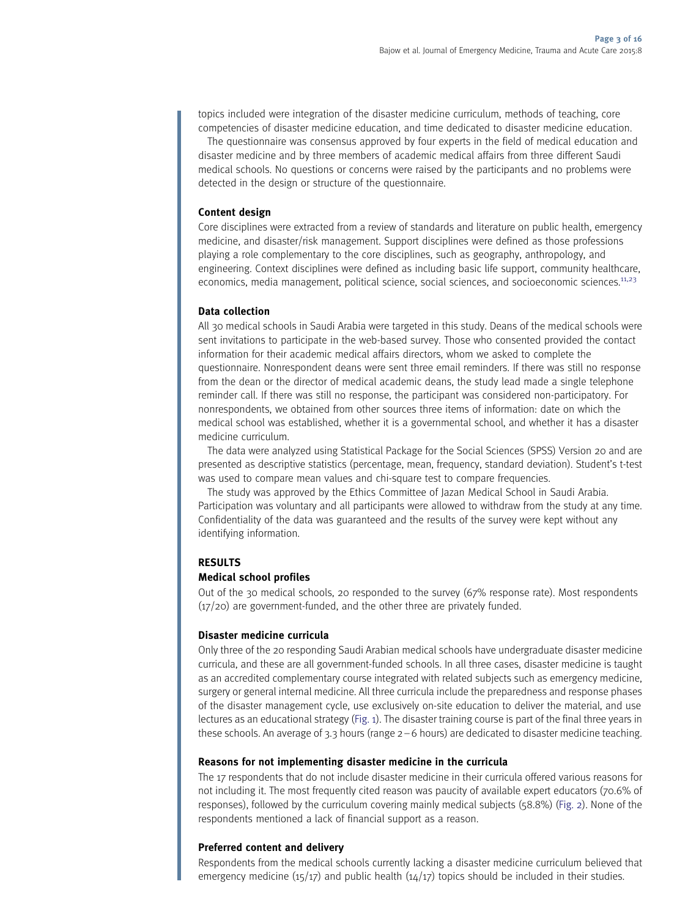topics included were integration of the disaster medicine curriculum, methods of teaching, core competencies of disaster medicine education, and time dedicated to disaster medicine education.

The questionnaire was consensus approved by four experts in the field of medical education and disaster medicine and by three members of academic medical affairs from three different Saudi medical schools. No questions or concerns were raised by the participants and no problems were detected in the design or structure of the questionnaire.

### Content design

Core disciplines were extracted from a review of standards and literature on public health, emergency medicine, and disaster/risk management. Support disciplines were defined as those professions playing a role complementary to the core disciplines, such as geography, anthropology, and engineering. Context disciplines were defined as including basic life support, community healthcare, economics, media management, political science, social sciences, and socioeconomic sciences.[11,23]

### Data collection

All 30 medical schools in Saudi Arabia were targeted in this study. Deans of the medical schools were sent invitations to participate in the web-based survey. Those who consented provided the contact information for their academic medical affairs directors, whom we asked to complete the questionnaire. Nonrespondent deans were sent three email reminders. If there was still no response from the dean or the director of medical academic deans, the study lead made a single telephone reminder call. If there was still no response, the participant was considered non-participatory. For nonrespondents, we obtained from other sources three items of information: date on which the medical school was established, whether it is a governmental school, and whether it has a disaster medicine curriculum.

The data were analyzed using Statistical Package for the Social Sciences (SPSS) Version 20 and are presented as descriptive statistics (percentage, mean, frequency, standard deviation). Student's t-test was used to compare mean values and chi-square test to compare frequencies.

The study was approved by the Ethics Committee of Jazan Medical School in Saudi Arabia. Participation was voluntary and all participants were allowed to withdraw from the study at any time. Confidentiality of the data was guaranteed and the results of the survey were kept without any identifying information.

## RESULTS

### Medical school profiles

Out of the 30 medical schools, 20 responded to the survey (67% response rate). Most respondents (17/20) are government-funded, and the other three are privately funded.

### Disaster medicine curricula

Only three of the 20 responding Saudi Arabian medical schools have undergraduate disaster medicine curricula, and these are all government-funded schools. In all three cases, disaster medicine is taught as an accredited complementary course integrated with related subjects such as emergency medicine, surgery or general internal medicine. All three curricula include the preparedness and response phases of the disaster management cycle, use exclusively on-site education to deliver the material, and use lectures as an educational strategy (Fig. 1). The disaster training course is part of the final three years in these schools. An average of 3.3 hours (range 2 – 6 hours) are dedicated to disaster medicine teaching.

### Reasons for not implementing disaster medicine in the curricula

The 17 respondents that do not include disaster medicine in their curricula offered various reasons for not including it. The most frequently cited reason was paucity of available expert educators (70.6% of responses), followed by the curriculum covering mainly medical subjects (58.8%) (Fig. 2). None of the respondents mentioned a lack of financial support as a reason.

### Preferred content and delivery

Respondents from the medical schools currently lacking a disaster medicine curriculum believed that emergency medicine (15/17) and public health (14/17) topics should be included in their studies.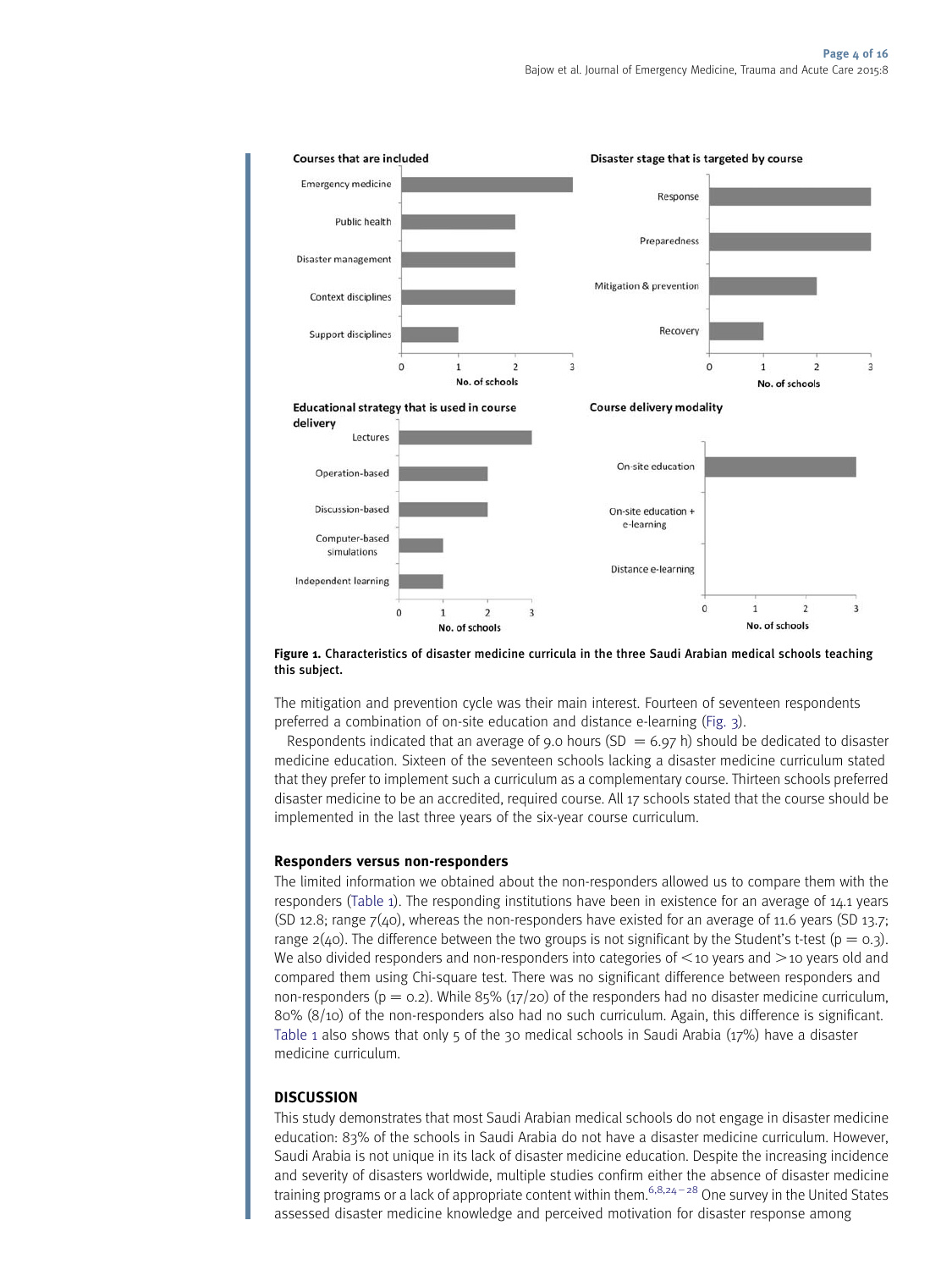**Figure 1.** Characteristics of disaster medicine curricula in the three Saudi Arabian medical schools teaching this subject.

The mitigation and prevention cycle was their main interest. Fourteen of seventeen respondents preferred a combination of on-site education and distance e-learning (Fig. 3).

Respondents indicated that an average of 9.0 hours (SD = 6.97 h) should be dedicated to disaster medicine education. Sixteen of the seventeen schools lacking a disaster medicine curriculum stated that they prefer to implement such a curriculum as a complementary course. Thirteen schools preferred disaster medicine to be an accredited, required course. All 17 schools stated that the course should be implemented in the last three years of the six-year course curriculum.

### Responders versus non-responders

The limited information we obtained about the non-responders allowed us to compare them with the responders (Table 1). The responding institutions have been in existence for an average of 14.1 years (SD 12.8; range 7(40), whereas the non-responders have existed for an average of 11.6 years (SD 13.7; range 2(40). The difference between the two groups is not significant by the Student's t-test ($p = 0.3$). We also divided responders and non-responders into categories of <10 years and >10 years old and compared them using Chi-square test. There was no significant difference between responders and non-responders ($p = 0.2$). While 85% (17/20) of the responders had no disaster medicine curriculum, 80% (8/10) of the non-responders also had no such curriculum. Again, this difference is significant. Table 1 also shows that only 5 of the 30 medical schools in Saudi Arabia (17%) have a disaster medicine curriculum.

## DISCUSSION

This study demonstrates that most Saudi Arabian medical schools do not engage in disaster medicine education: 83% of the schools in Saudi Arabia do not have a disaster medicine curriculum. However, Saudi Arabia is not unique in its lack of disaster medicine education. Despite the increasing incidence and severity of disasters worldwide, multiple studies confirm either the absence of disaster medicine training programs or a lack of appropriate content within them.[6,8,24–28] One survey in the United States assessed disaster medicine knowledge and perceived motivation for disaster response among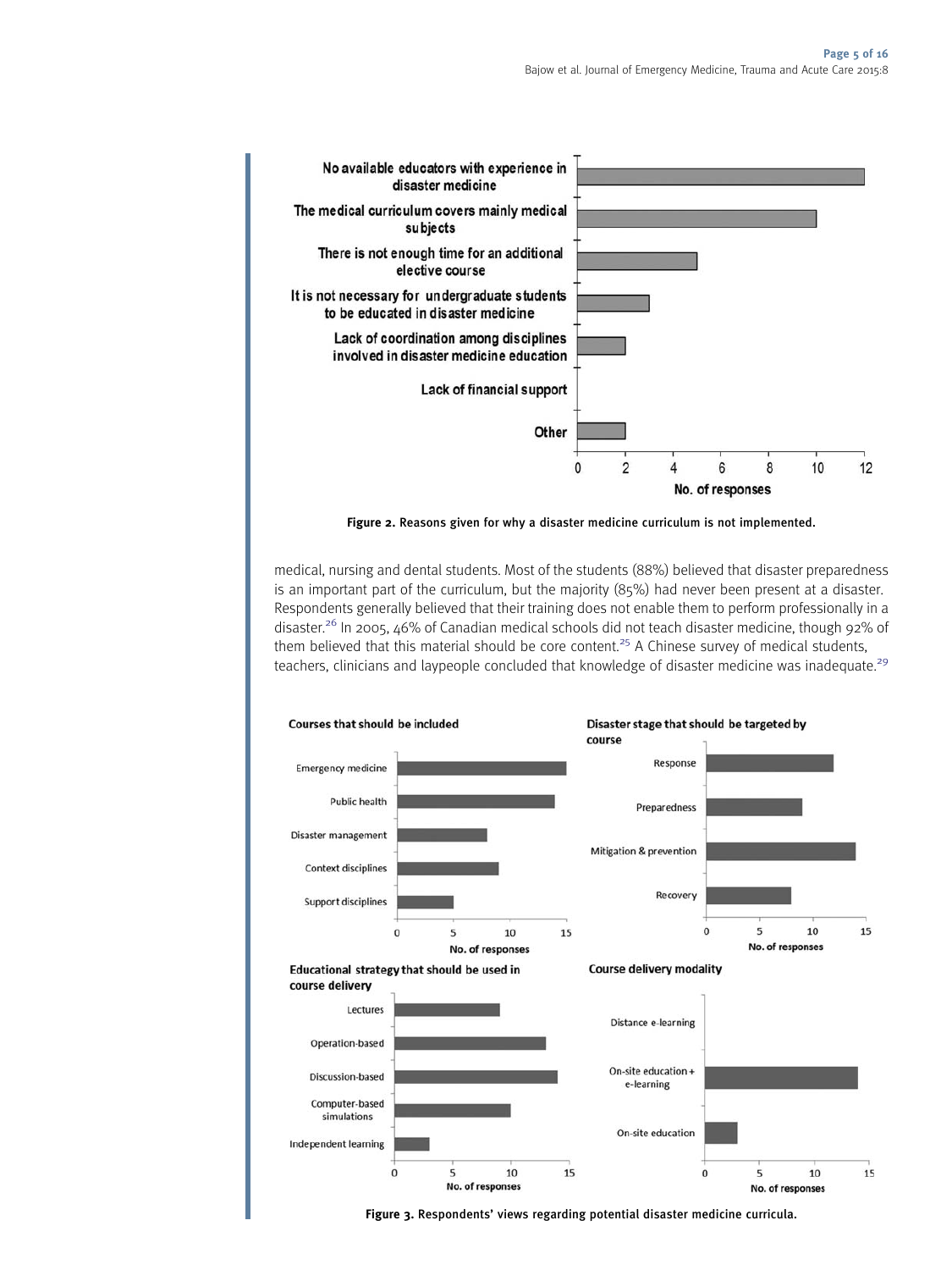Figure 2. Reasons given for why a disaster medicine curriculum is not implemented.

medical, nursing and dental students. Most of the students (88%) believed that disaster preparedness is an important part of the curriculum, but the majority (85%) had never been present at a disaster. Respondents generally believed that their training does not enable them to perform professionally in a disaster.[26] In 2005, 46% of Canadian medical schools did not teach disaster medicine, though 92% of them believed that this material should be core content.[25] A Chinese survey of medical students, teachers, clinicians and laypeople concluded that knowledge of disaster medicine was inadequate.[29]

Figure 3. Respondents' views regarding potential disaster medicine curricula.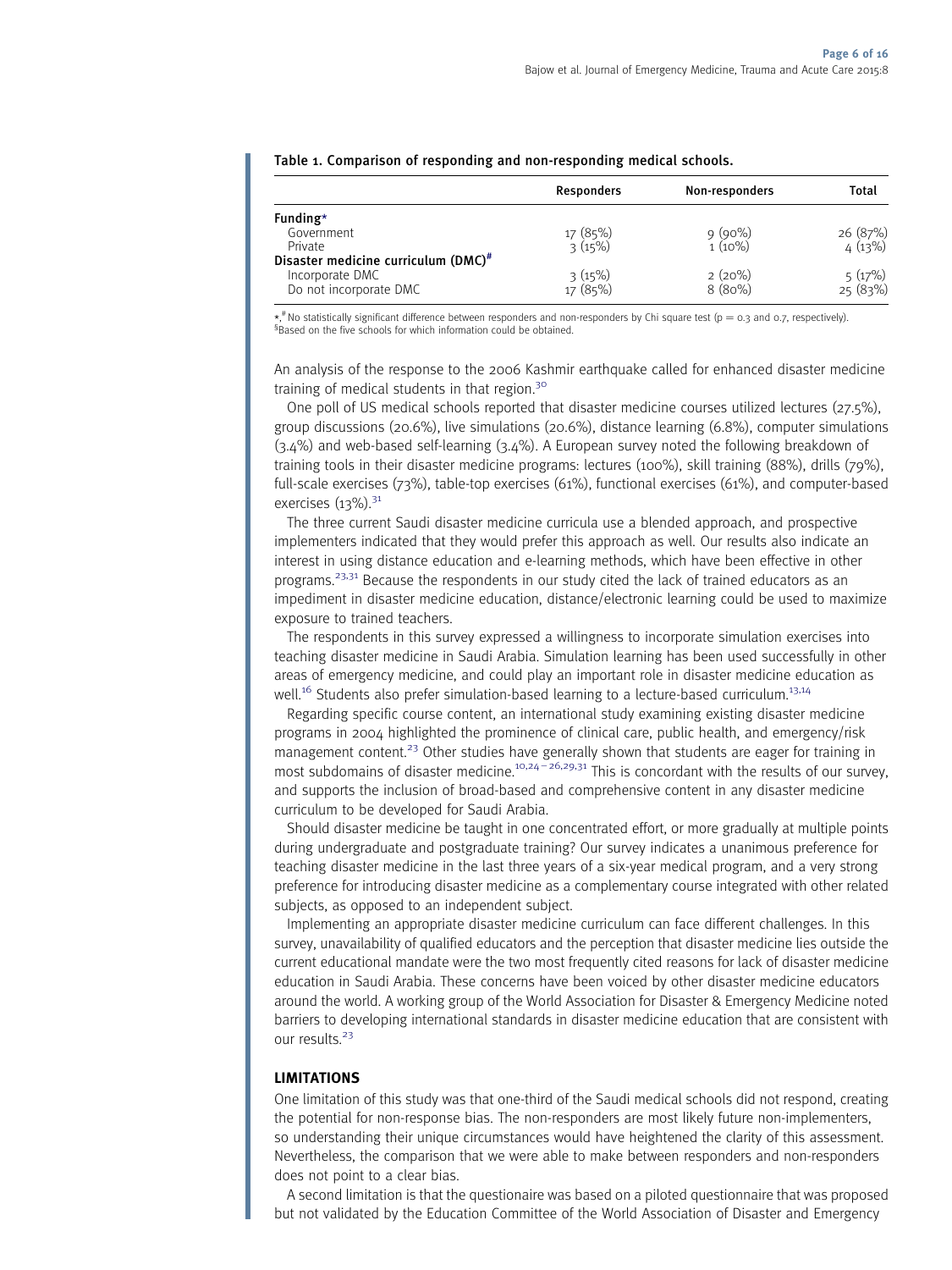Table 1. Comparison of responding and non-responding medical schools.

| | Responders | Non-responders | Total |
|---|---|---|---|
| **Funding*** | | | |
| Government | 17 (85%) | 9 (90%) | 26 (87%) |
| Private | 3 (15%) | 1 (10%) | 4 (13%) |
| **Disaster medicine curriculum (DMC)#** | | | |
| Incorporate DMC | 3 (15%) | 2 (20%) | 5 (17%) |
| Do not incorporate DMC | 17 (85%) | 8 (80%) | 25 (83%) |

*,# No statistically significant difference between responders and non-responders by Chi square test ($p = 0.3$ and 0.7, respectively).
§Based on the five schools for which information could be obtained.

An analysis of the response to the 2006 Kashmir earthquake called for enhanced disaster medicine training of medical students in that region.[30]

One poll of US medical schools reported that disaster medicine courses utilized lectures (27.5%), group discussions (20.6%), live simulations (20.6%), distance learning (6.8%), computer simulations (3.4%) and web-based self-learning (3.4%). A European survey noted the following breakdown of training tools in their disaster medicine programs: lectures (100%), skill training (88%), drills (79%), full-scale exercises (73%), table-top exercises (61%), functional exercises (61%), and computer-based exercises (13%).[31]

The three current Saudi disaster medicine curricula use a blended approach, and prospective implementers indicated that they would prefer this approach as well. Our results also indicate an interest in using distance education and e-learning methods, which have been effective in other programs.[23,31] Because the respondents in our study cited the lack of trained educators as an impediment in disaster medicine education, distance/electronic learning could be used to maximize exposure to trained teachers.

The respondents in this survey expressed a willingness to incorporate simulation exercises into teaching disaster medicine in Saudi Arabia. Simulation learning has been used successfully in other areas of emergency medicine, and could play an important role in disaster medicine education as well.[16] Students also prefer simulation-based learning to a lecture-based curriculum.[13,14]

Regarding specific course content, an international study examining existing disaster medicine programs in 2004 highlighted the prominence of clinical care, public health, and emergency/risk management content.[23] Other studies have generally shown that students are eager for training in most subdomains of disaster medicine.[10,24–26,29,31] This is concordant with the results of our survey, and supports the inclusion of broad-based and comprehensive content in any disaster medicine curriculum to be developed for Saudi Arabia.

Should disaster medicine be taught in one concentrated effort, or more gradually at multiple points during undergraduate and postgraduate training? Our survey indicates a unanimous preference for teaching disaster medicine in the last three years of a six-year medical program, and a very strong preference for introducing disaster medicine as a complementary course integrated with other related subjects, as opposed to an independent subject.

Implementing an appropriate disaster medicine curriculum can face different challenges. In this survey, unavailability of qualified educators and the perception that disaster medicine lies outside the current educational mandate were the two most frequently cited reasons for lack of disaster medicine education in Saudi Arabia. These concerns have been voiced by other disaster medicine educators around the world. A working group of the World Association for Disaster & Emergency Medicine noted barriers to developing international standards in disaster medicine education that are consistent with our results.[23]

## LIMITATIONS

One limitation of this study was that one-third of the Saudi medical schools did not respond, creating the potential for non-response bias. The non-responders are most likely future non-implementers, so understanding their unique circumstances would have heightened the clarity of this assessment. Nevertheless, the comparison that we were able to make between responders and non-responders does not point to a clear bias.

A second limitation is that the questionaire was based on a piloted questionnaire that was proposed but not validated by the Education Committee of the World Association of Disaster and Emergency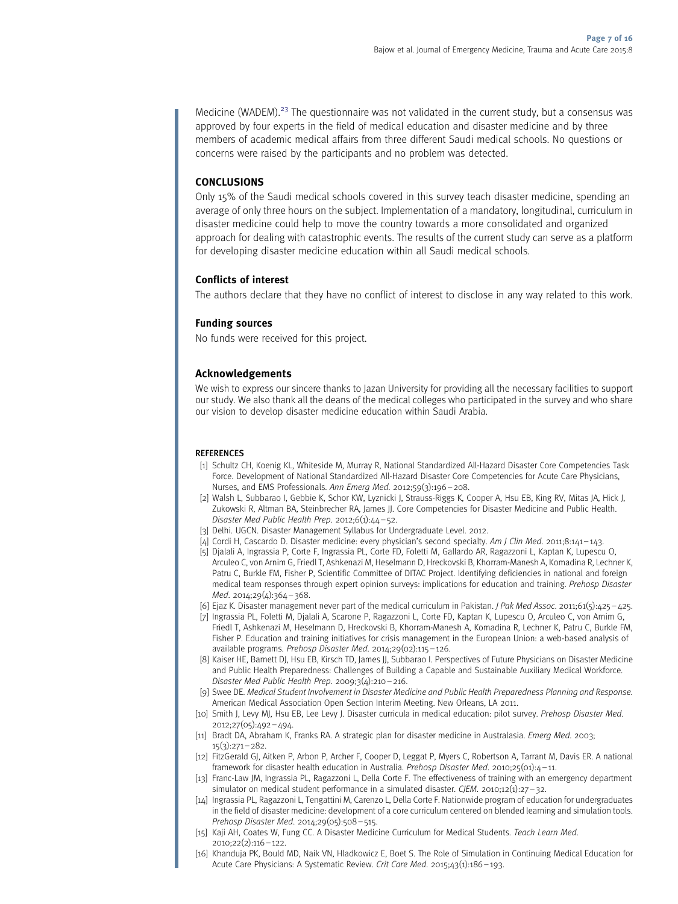Medicine (WADEM).[23] The questionnaire was not validated in the current study, but a consensus was approved by four experts in the field of medical education and disaster medicine and by three members of academic medical affairs from three different Saudi medical schools. No questions or concerns were raised by the participants and no problem was detected.

## CONCLUSIONS

Only 15% of the Saudi medical schools covered in this survey teach disaster medicine, spending an average of only three hours on the subject. Implementation of a mandatory, longitudinal, curriculum in disaster medicine could help to move the country towards a more consolidated and organized approach for dealing with catastrophic events. The results of the current study can serve as a platform for developing disaster medicine education within all Saudi medical schools.

### Conflicts of interest

The authors declare that they have no conflict of interest to disclose in any way related to this work.

### Funding sources

No funds were received for this project.

### Acknowledgements

We wish to express our sincere thanks to Jazan University for providing all the necessary facilities to support our study. We also thank all the deans of the medical colleges who participated in the survey and who share our vision to develop disaster medicine education within Saudi Arabia.

## REFERENCES

[1] Schultz CH, Koenig KL, Whiteside M, Murray R, National Standardized All-Hazard Disaster Core Competencies Task Force. Development of National Standardized All-Hazard Disaster Core Competencies for Acute Care Physicians, Nurses, and EMS Professionals. *Ann Emerg Med*. 2012;59(3):196–208.

[2] Walsh L, Subbarao I, Gebbie K, Schor KW, Lyznicki J, Strauss-Riggs K, Cooper A, Hsu EB, King RV, Mitas JA, Hick J, Zukowski R, Altman BA, Steinbrecher RA, James JJ. Core Competencies for Disaster Medicine and Public Health. *Disaster Med Public Health Prep*. 2012;6(1):44–52.

[3] Delhi. UGCN. Disaster Management Syllabus for Undergraduate Level. 2012.

[4] Cordi H, Cascardo D. Disaster medicine: every physician's second specialty. *Am J Clin Med*. 2011;8:141–143.

[5] Djalali A, Ingrassia P, Corte F, Ingrassia PL, Corte FD, Foletti M, Gallardo AR, Ragazzoni L, Kaptan K, Lupescu O, Arculeo C, von Arnim G, Friedl T, Ashkenazi M, Heselmann D, Hreckovski B, Khorram-Manesh A, Komadina R, Lechner K, Patru C, Burkle FM, Fisher P, Scientific Committee of DITAC Project. Identifying deficiencies in national and foreign medical team responses through expert opinion surveys: implications for education and training. *Prehosp Disaster Med*. 2014;29(4):364–368.

[6] Ejaz K. Disaster management never part of the medical curriculum in Pakistan. *J Pak Med Assoc*. 2011;61(5):425–425.

[7] Ingrassia PL, Foletti M, Djalali A, Scarone P, Ragazzoni L, Corte FD, Kaptan K, Lupescu O, Arculeo C, von Arnim G, Friedl T, Ashkenazi M, Heselmann D, Hreckovski B, Khorram-Manesh A, Komadina R, Lechner K, Patru C, Burkle FM, Fisher P. Education and training initiatives for crisis management in the European Union: a web-based analysis of available programs. *Prehosp Disaster Med*. 2014;29(02):115–126.

[8] Kaiser HE, Barnett DJ, Hsu EB, Kirsch TD, James JJ, Subbarao I. Perspectives of Future Physicians on Disaster Medicine and Public Health Preparedness: Challenges of Building a Capable and Sustainable Auxiliary Medical Workforce. *Disaster Med Public Health Prep*. 2009;3(4):210–216.

[9] Swee DE. *Medical Student Involvement in Disaster Medicine and Public Health Preparedness Planning and Response*. American Medical Association Open Section Interim Meeting. New Orleans, LA 2011.

[10] Smith J, Levy MJ, Hsu EB, Lee Levy J. Disaster curricula in medical education: pilot survey. *Prehosp Disaster Med*. 2012;27(05):492–494.

[11] Bradt DA, Abraham K, Franks RA. A strategic plan for disaster medicine in Australasia. *Emerg Med*. 2003; 15(3):271–282.

[12] FitzGerald GJ, Aitken P, Arbon P, Archer F, Cooper D, Leggat P, Myers C, Robertson A, Tarrant M, Davis ER. A national framework for disaster health education in Australia. *Prehosp Disaster Med*. 2010;25(01):4–11.

[13] Franc-Law JM, Ingrassia PL, Ragazzoni L, Della Corte F. The effectiveness of training with an emergency department simulator on medical student performance in a simulated disaster. *CJEM*. 2010;12(1):27–32.

[14] Ingrassia PL, Ragazzoni L, Tengattini M, Carenzo L, Della Corte F. Nationwide program of education for undergraduates in the field of disaster medicine: development of a core curriculum centered on blended learning and simulation tools. *Prehosp Disaster Med*. 2014;29(05):508–515.

[15] Kaji AH, Coates W, Fung CC. A Disaster Medicine Curriculum for Medical Students. *Teach Learn Med*. 2010;22(2):116–122.

[16] Khanduja PK, Bould MD, Naik VN, Hladkowicz E, Boet S. The Role of Simulation in Continuing Medical Education for Acute Care Physicians: A Systematic Review. *Crit Care Med*. 2015;43(1):186–193.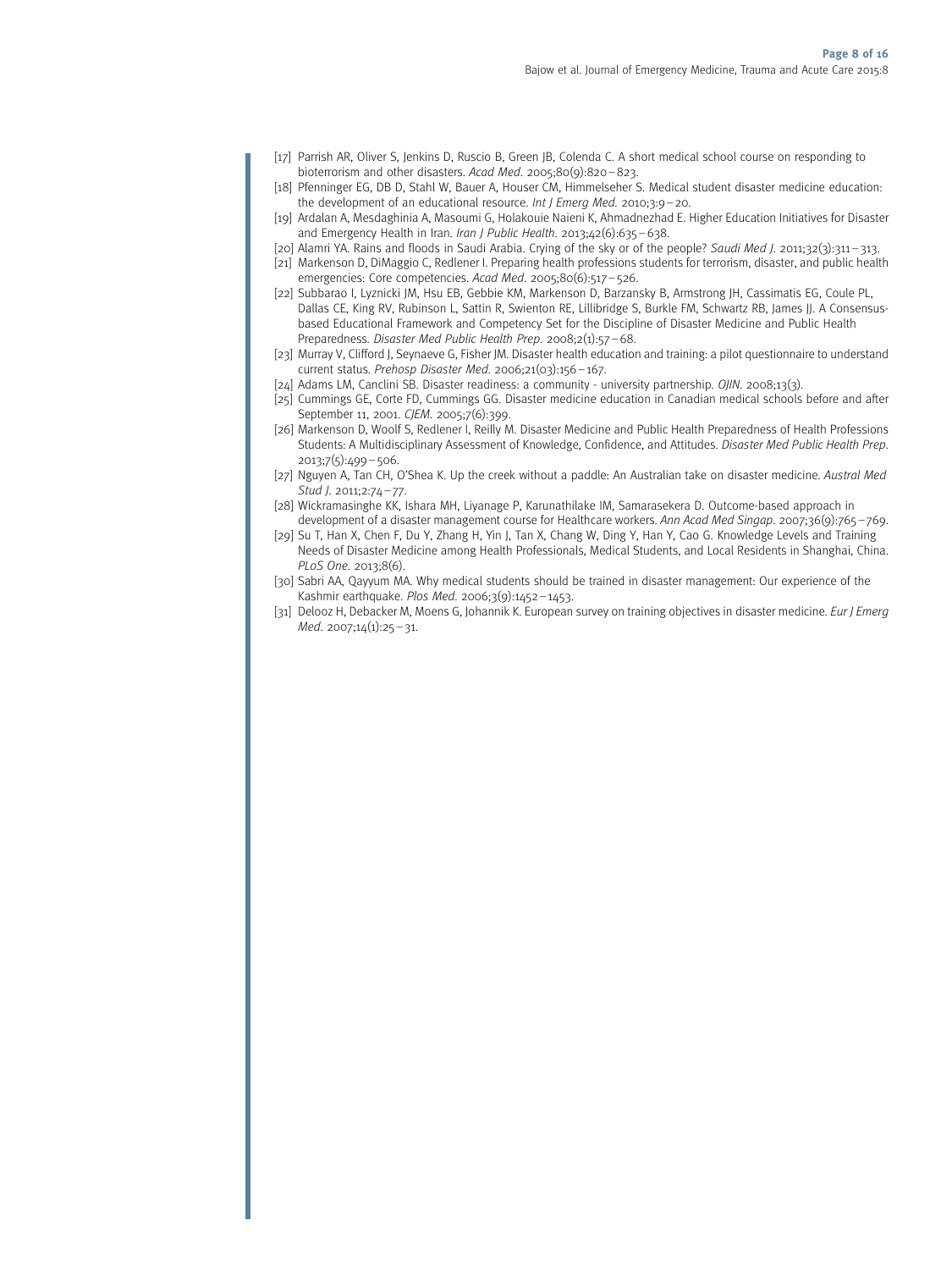[17] Parrish AR, Oliver S, Jenkins D, Ruscio B, Green JB, Colenda C. A short medical school course on responding to bioterrorism and other disasters. *Acad Med*. 2005;80(9):820–823.

[18] Pfenninger EG, DB D, Stahl W, Bauer A, Houser CM, Himmelseher S. Medical student disaster medicine education: the development of an educational resource. *Int J Emerg Med*. 2010;3:9–20.

[19] Ardalan A, Mesdaghinia A, Masoumi G, Holakouie Naieni K, Ahmadnezhad E. Higher Education Initiatives for Disaster and Emergency Health in Iran. *Iran J Public Health*. 2013;42(6):635–638.

[20] Alamri YA. Rains and floods in Saudi Arabia. Crying of the sky or of the people? *Saudi Med J*. 2011;32(3):311–313.

[21] Markenson D, DiMaggio C, Redlener I. Preparing health professions students for terrorism, disaster, and public health emergencies: Core competencies. *Acad Med*. 2005;80(6):517–526.

[22] Subbarao I, Lyznicki JM, Hsu EB, Gebbie KM, Markenson D, Barzansky B, Armstrong JH, Cassimatis EG, Coule PL, Dallas CE, King RV, Rubinson L, Sattin R, Swienton RE, Lillibridge S, Burkle FM, Schwartz RB, James JJ. A Consensus-based Educational Framework and Competency Set for the Discipline of Disaster Medicine and Public Health Preparedness. *Disaster Med Public Health Prep*. 2008;2(1):57–68.

[23] Murray V, Clifford J, Seynaeve G, Fisher JM. Disaster health education and training: a pilot questionnaire to understand current status. *Prehosp Disaster Med*. 2006;21(03):156–167.

[24] Adams LM, Canclini SB. Disaster readiness: a community - university partnership. *OJIN*. 2008;13(3).

[25] Cummings GE, Corte FD, Cummings GG. Disaster medicine education in Canadian medical schools before and after September 11, 2001. *CJEM*. 2005;7(6):399.

[26] Markenson D, Woolf S, Redlener I, Reilly M. Disaster Medicine and Public Health Preparedness of Health Professions Students: A Multidisciplinary Assessment of Knowledge, Confidence, and Attitudes. *Disaster Med Public Health Prep*. 2013;7(5):499–506.

[27] Nguyen A, Tan CH, O'Shea K. Up the creek without a paddle: An Australian take on disaster medicine. *Austral Med Stud J*. 2011;2:74–77.

[28] Wickramasinghe KK, Ishara MH, Liyanage P, Karunathilake IM, Samarasekera D. Outcome-based approach in development of a disaster management course for Healthcare workers. *Ann Acad Med Singap*. 2007;36(9):765–769.

[29] Su T, Han X, Chen F, Du Y, Zhang H, Yin J, Tan X, Chang W, Ding Y, Han Y, Cao G. Knowledge Levels and Training Needs of Disaster Medicine among Health Professionals, Medical Students, and Local Residents in Shanghai, China. *PLoS One*. 2013;8(6).

[30] Sabri AA, Qayyum MA. Why medical students should be trained in disaster management: Our experience of the Kashmir earthquake. *Plos Med*. 2006;3(9):1452–1453.

[31] Delooz H, Debacker M, Moens G, Johannik K. European survey on training objectives in disaster medicine. *Eur J Emerg Med*. 2007;14(1):25–31.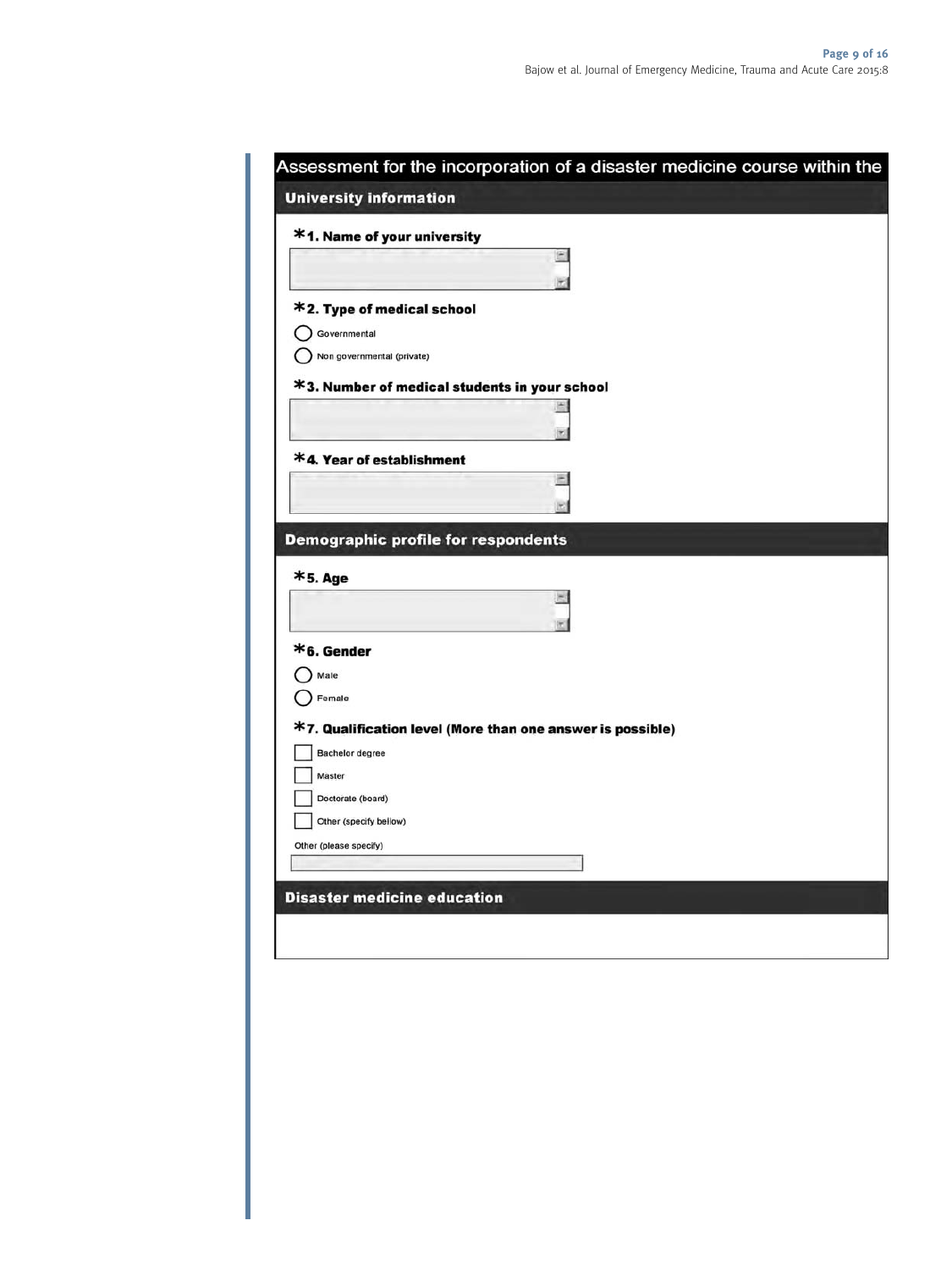## Assessment for the incorporation of a disaster medicine course within the

### University information

*1. Name of your university

*2. Type of medical school

- ◯ Governmental
- ◯ Non governmental (private)

*3. Number of medical students in your school

*4. Year of establishment

### Demographic profile for respondents

*5. Age

*6. Gender

- ◯ Male
- ◯ Female

*7. Qualification level (More than one answer is possible)

- ☐ Bachelor degree
- ☐ Master
- ☐ Doctorate (board)
- ☐ Other (specify bellow)

Other (please specify)

### Disaster medicine education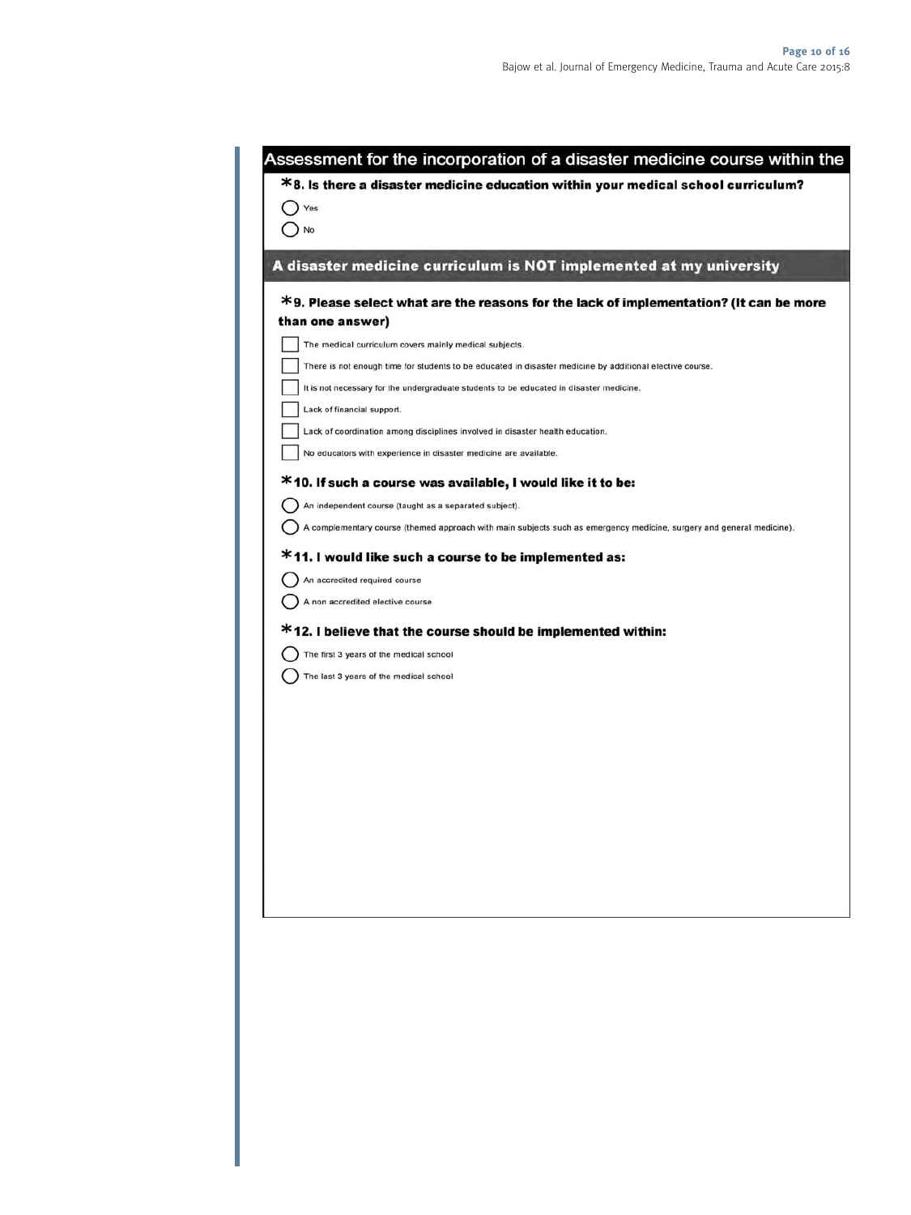## Assessment for the incorporation of a disaster medicine course within the

**\*8. Is there a disaster medicine education within your medical school curriculum?**

- ◯ Yes
- ◯ No

## A disaster medicine curriculum is NOT implemented at my university

**\*9. Please select what are the reasons for the lack of implementation? (It can be more than one answer)**

- ☐ The medical curriculum covers mainly medical subjects.
- ☐ There is not enough time for students to be educated in disaster medicine by additional elective course.
- ☐ It is not necessary for the undergraduate students to be educated in disaster medicine.
- ☐ Lack of financial support.
- ☐ Lack of coordination among disciplines involved in disaster health education.
- ☐ No educators with experience in disaster medicine are available.

**\*10. If such a course was available, I would like it to be:**

- ◯ An independent course (taught as a separated subject).
- ◯ A complementary course (themed approach with main subjects such as emergency medicine, surgery and general medicine).

**\*11. I would like such a course to be implemented as:**

- ◯ An accredited required course
- ◯ A non accredited elective course

**\*12. I believe that the course should be implemented within:**

- ◯ The first 3 years of the medical school
- ◯ The last 3 years of the medical school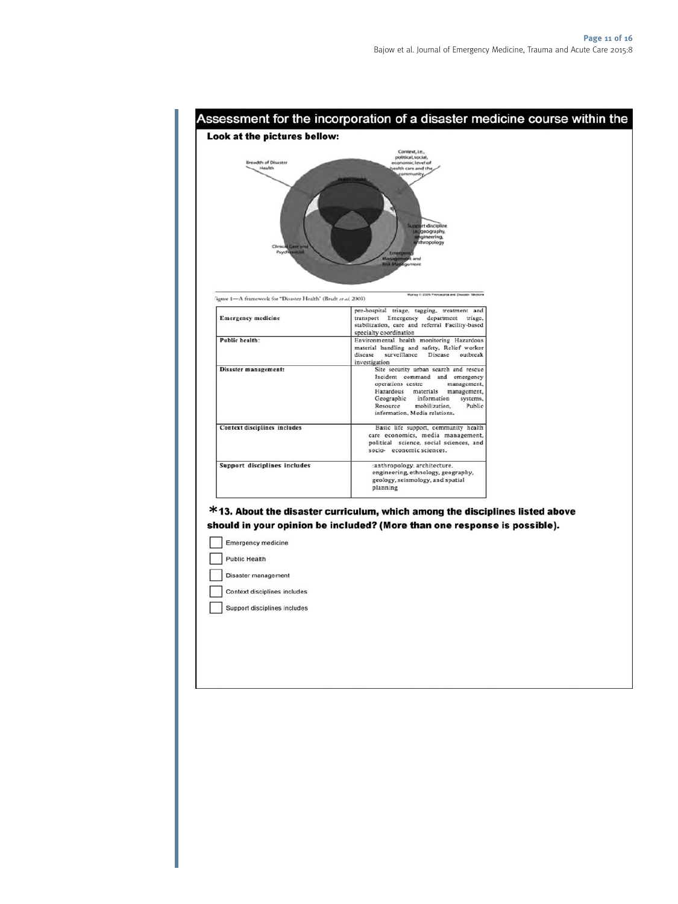## Assessment for the incorporation of a disaster medicine course within the

**Look at the pictures bellow:**

Figure 1—A framework for "Disaster Health" (Brudt et al, 2003)

| Emergency medicine | pre-hospital triage, tagging, treatment and transport Emergency department triage, stabilization, care and referral Facility-based specialty coordination |
|---|---|
| Public health: | Environmental health monitoring Hazardous material handling and safety, Relief worker disease surveillance Disease outbreak investigation |
| Disaster management: | Site security urban search and rescue Incident command and emergency operations centre management, Hazardous materials management, Geographic information systems, Resource mobilization, Public information, Media relations. |
| Context disciplines includes | Basic life support, community health care economics, media management, political science, social sciences, and socio- economic sciences. |
| Support disciplines includes | :anthropology, architecture, engineering, ethnology, geography, geology, seismology, and spatial planning |

**\*13. About the disaster curriculum, which among the disciplines listed above should in your opinion be included? (More than one response is possible).**

- [ ] Emergency medicine
- [ ] Public Health
- [ ] Disaster management
- [ ] Context disciplines includes
- [ ] Support disciplines includes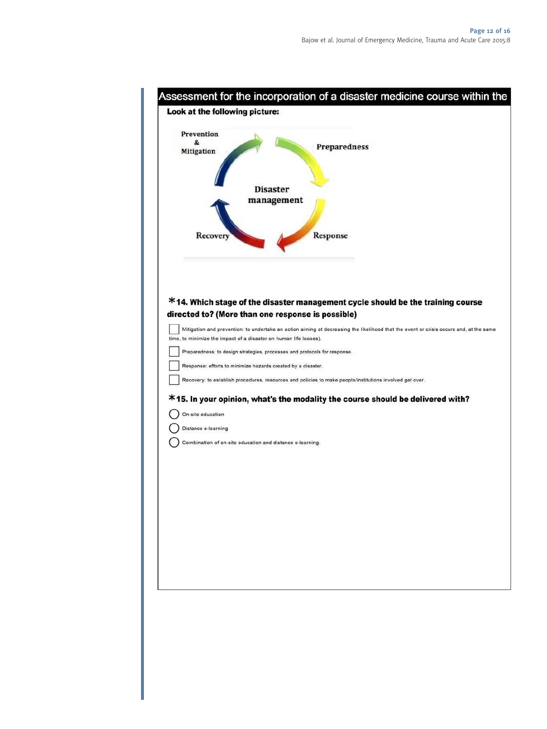## Assessment for the incorporation of a disaster medicine course within the

**Look at the following picture:**

Prevention & Mitigation

Preparedness

Disaster management

Response

Recovery

**\*14. Which stage of the disaster management cycle should be the training course directed to? (More than one response is possible)**

- ☐ Mitigation and prevention: to undertake an action aiming at decreasing the likelihood that the event or crisis occurs and, at the same time, to minimize the impact of a disaster on human life looses).
- ☐ Preparedness: to design strategies, processes and protocols for response.
- ☐ Response: efforts to minimize hazards created by a disaster.
- ☐ Recovery: to establish procedures, resources and policies to make people/institutions involved get over.

**\*15. In your opinion, what's the modality the course should be delivered with?**

- ◯ On-site education
- ◯ Distance e-learning
- ◯ Combination of on-site education and distance e-learning.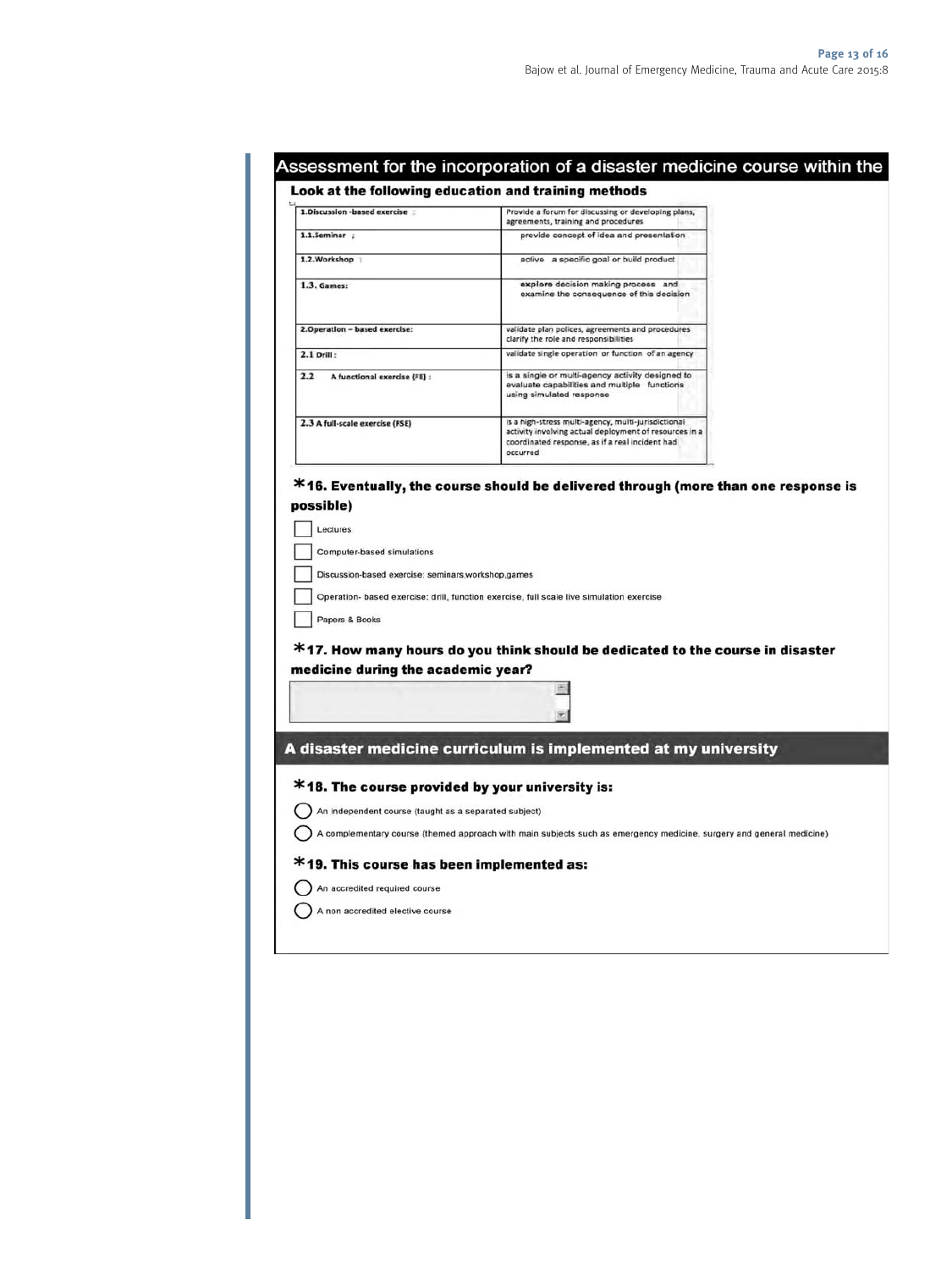## Assessment for the incorporation of a disaster medicine course within the

### Look at the following education and training methods

| | |
|---|---|
| 1.Discussion -based exercise : | Provide a forum for discussing or developing plans, agreements, training and procedures |
| 1.1.Seminar ; | provide concept of idea and presentation |
| 1.2.Workshop : | active a specific goal or build product |
| 1.3. Games: | explore decision making process and examine the consequence of this decision |
| 2.Operation – based exercise: | validate plan polices, agreements and procedures clarify the role and responsibilities |
| 2.1 Drill : | validate single operation or function of an agency |
| 2.2 A functional exercise (FE) : | is a single or multi-agency activity designed to evaluate capabilities and multiple functions using simulated response |
| 2.3 A full-scale exercise (FSE) | is a high-stress multi-agency, multi-jurisdictional activity involving actual deployment of resources in a coordinated response, as if a real incident had occurred |

**\*16. Eventually, the course should be delivered through (more than one response is possible)**

- ☐ Lectures
- ☐ Computer-based simulations
- ☐ Discussion-based exercise: seminars,workshop,games
- ☐ Operation- based exercise: drill, function exercise, full scale live simulation exercise
- ☐ Papers & Books

**\*17. How many hours do you think should be dedicated to the course in disaster medicine during the academic year?**

## A disaster medicine curriculum is implemented at my university

**\*18. The course provided by your university is:**

- ◯ An independent course (taught as a separated subject)
- ◯ A complementary course (themed approach with main subjects such as emergency medicine, surgery and general medicine)

**\*19. This course has been implemented as:**

- ◯ An accredited required course
- ◯ A non accredited elective course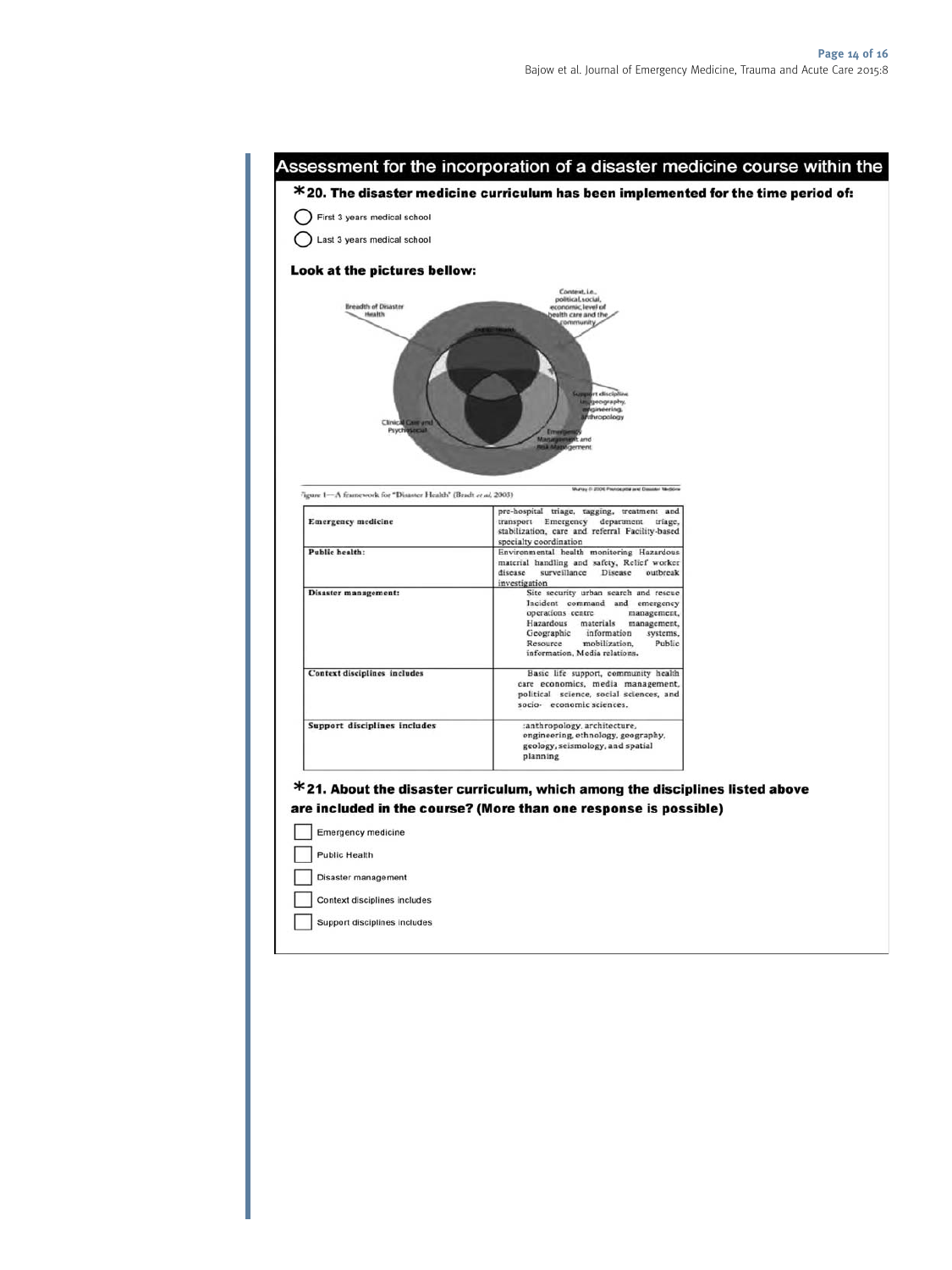## Assessment for the incorporation of a disaster medicine course within the

**\*20. The disaster medicine curriculum has been implemented for the time period of:**

- First 3 years medical school
- Last 3 years medical school

**Look at the pictures bellow:**

Figure 1—A framework for "Disaster Health" (Beach et al, 2005)

| | |
|---|---|
| **Emergency medicine** | pre-hospital triage, tagging, treatment and transport Emergency department triage, stabilization, care and referral Facility-based specialty coordination |
| **Public health:** | Environmental health monitoring Hazardous material handling and safety, Relief worker disease surveillance Disease outbreak investigation |
| **Disaster management:** | Site security urban search and rescue Incident command and emergency operations centre management, Hazardous materials management, Geographic information systems, Resource mobilization, Public information, Media relations. |
| **Context disciplines includes** | Basic life support, community health care economics, media management, political science, social sciences, and socio- economic sciences. |
| **Support disciplines includes** | :anthropology, architecture, engineering, ethnology, geography, geology, seismology, and spatial planning |

**\*21. About the disaster curriculum, which among the disciplines listed above are included in the course? (More than one response is possible)**

- [ ] Emergency medicine
- [ ] Public Health
- [ ] Disaster management
- [ ] Context disciplines includes
- [ ] Support disciplines includes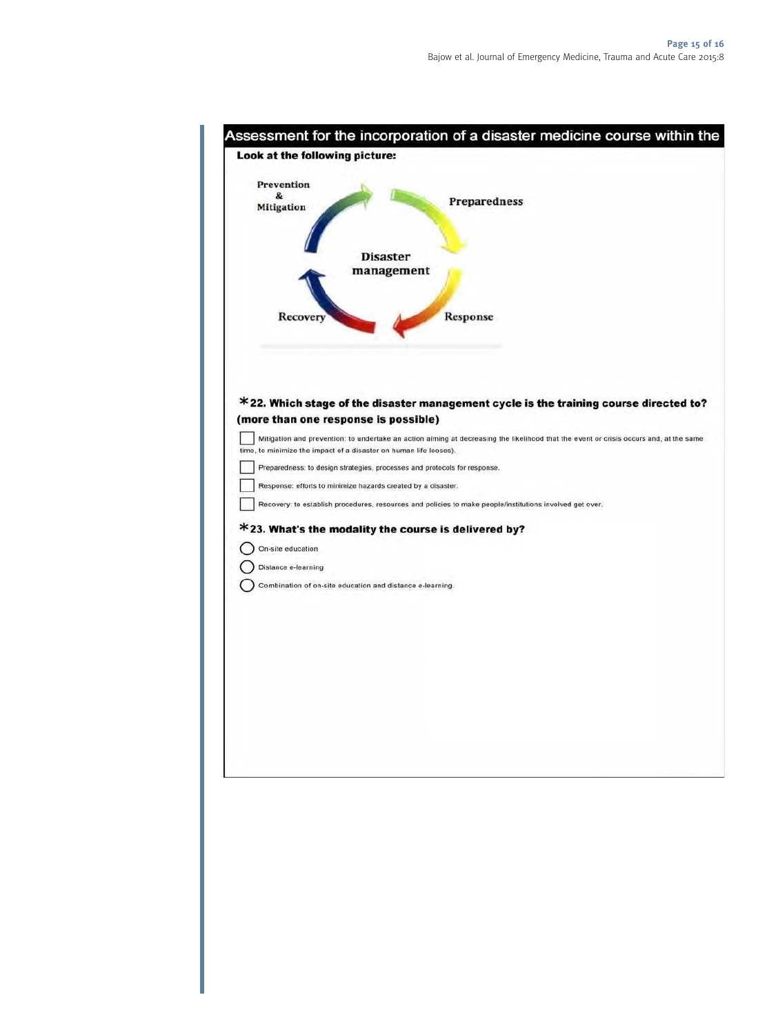## Assessment for the incorporation of a disaster medicine course within the

**Look at the following picture:**

Prevention & Mitigation

Preparedness

Disaster management

Recovery

Response

**\*22. Which stage of the disaster management cycle is the training course directed to? (more than one response is possible)**

- ☐ Mitigation and prevention: to undertake an action aiming at decreasing the likelihood that the event or crisis occurs and, at the same time, to minimize the impact of a disaster on human life looses).
- ☐ Preparedness: to design strategies, processes and protocols for response.
- ☐ Response: efforts to minimize hazards created by a disaster.
- ☐ Recovery: to establish procedures, resources and policies to make people/institutions involved get over.

**\*23. What's the modality the course is delivered by?**

- ◯ On-site education
- ◯ Distance e-learning
- ◯ Combination of on-site education and distance e-learning.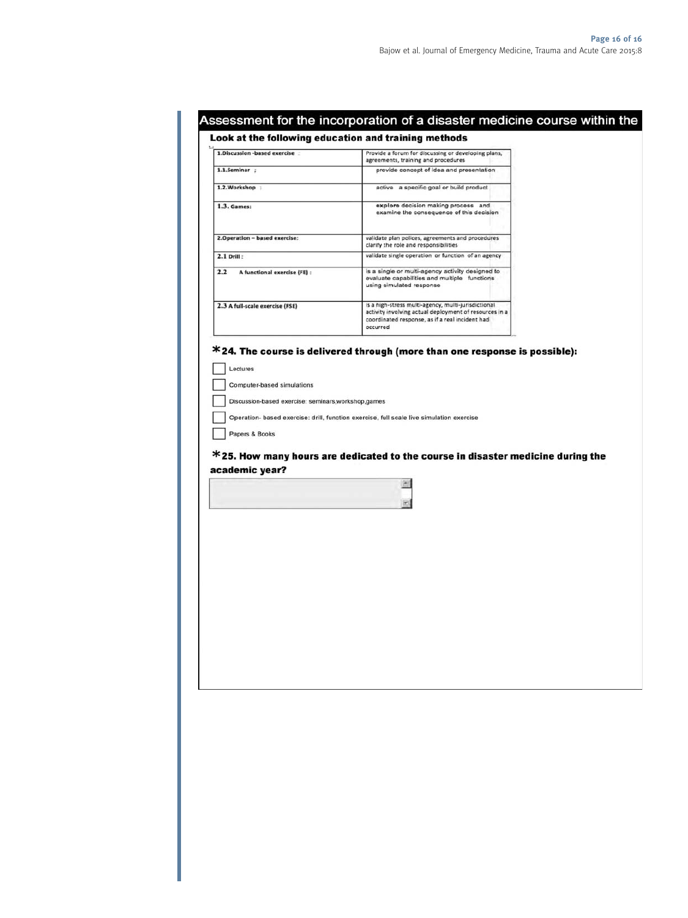## Assessment for the incorporation of a disaster medicine course within the

**Look at the following education and training methods**

| | |
|---|---|
| **1.Discussion -based exercise** | Provide a forum for discussing or developing plans, agreements, training and procedures |
| **1.1.Seminar** | provide concept of idea and presentation |
| **1.2.Workshop** | active a specific goal or build product |
| **1.3. Games:** | explore decision making process and examine the consequence of this decision |
| **2.Operation – based exercise:** | validate plan polices, agreements and procedures clarify the role and responsibilities |
| **2.1 Drill :** | validate single operation or function of an agency |
| **2.2 A functional exercise (FE) :** | is a single or multi-agency activity designed to evaluate capabilities and multiple functions using simulated response |
| **2.3 A full-scale exercise (FSE)** | is a high-stress multi-agency, multi-jurisdictional activity involving actual deployment of resources in a coordinated response, as if a real incident had occurred |

**\*24. The course is delivered through (more than one response is possible):**

- [ ] Lectures
- [ ] Computer-based simulations
- [ ] Discussion-based exercise: seminars,workshop,games
- [ ] Operation- based exercise: drill, function exercise, full scale live simulation exercise
- [ ] Papers & Books

**\*25. How many hours are dedicated to the course in disaster medicine during the academic year?**